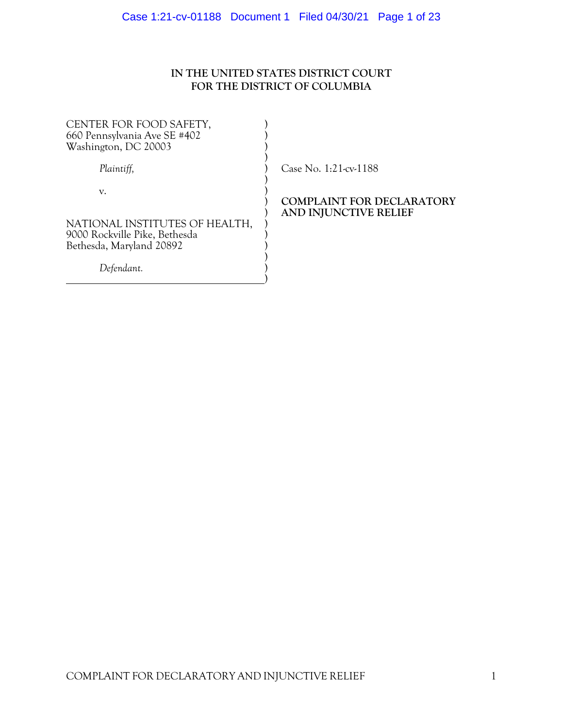**IN THE UNITED STATES DISTRICT COURT**
**FOR THE DISTRICT OF COLUMBIA**

CENTER FOR FOOD SAFETY,
660 Pennsylvania Ave SE #402
Washington, DC 20003

*Plaintiff,*

v.

NATIONAL INSTITUTES OF HEALTH,
9000 Rockville Pike, Bethesda
Bethesda, Maryland 20892

*Defendant.*

Case No. 1:21-cv-1188

**COMPLAINT FOR DECLARATORY AND INJUNCTIVE RELIEF**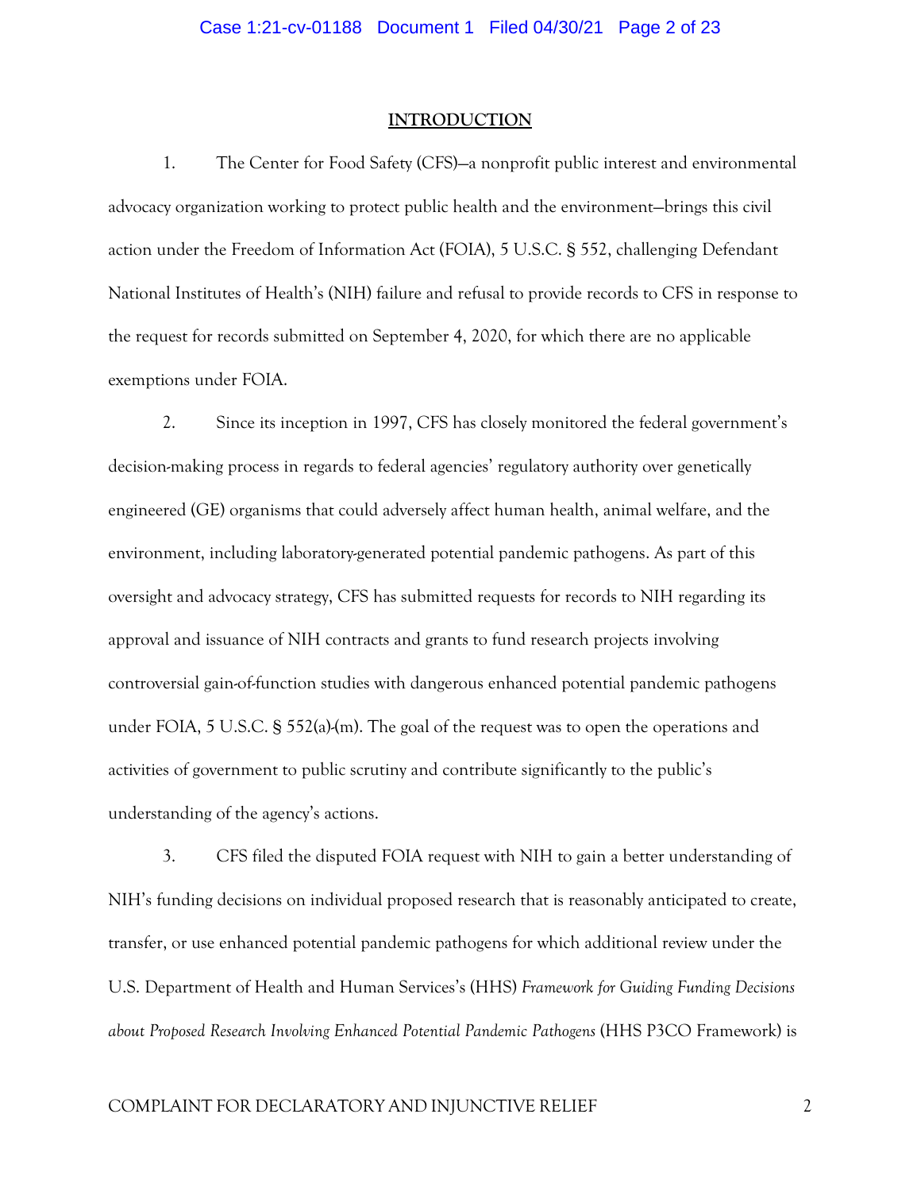## INTRODUCTION

1. The Center for Food Safety (CFS)—a nonprofit public interest and environmental advocacy organization working to protect public health and the environment—brings this civil action under the Freedom of Information Act (FOIA), 5 U.S.C. § 552, challenging Defendant National Institutes of Health's (NIH) failure and refusal to provide records to CFS in response to the request for records submitted on September 4, 2020, for which there are no applicable exemptions under FOIA.

2. Since its inception in 1997, CFS has closely monitored the federal government's decision-making process in regards to federal agencies' regulatory authority over genetically engineered (GE) organisms that could adversely affect human health, animal welfare, and the environment, including laboratory-generated potential pandemic pathogens. As part of this oversight and advocacy strategy, CFS has submitted requests for records to NIH regarding its approval and issuance of NIH contracts and grants to fund research projects involving controversial gain-of-function studies with dangerous enhanced potential pandemic pathogens under FOIA, 5 U.S.C. § 552(a)-(m). The goal of the request was to open the operations and activities of government to public scrutiny and contribute significantly to the public's understanding of the agency's actions.

3. CFS filed the disputed FOIA request with NIH to gain a better understanding of NIH's funding decisions on individual proposed research that is reasonably anticipated to create, transfer, or use enhanced potential pandemic pathogens for which additional review under the U.S. Department of Health and Human Services's (HHS) *Framework for Guiding Funding Decisions about Proposed Research Involving Enhanced Potential Pandemic Pathogens* (HHS P3CO Framework) is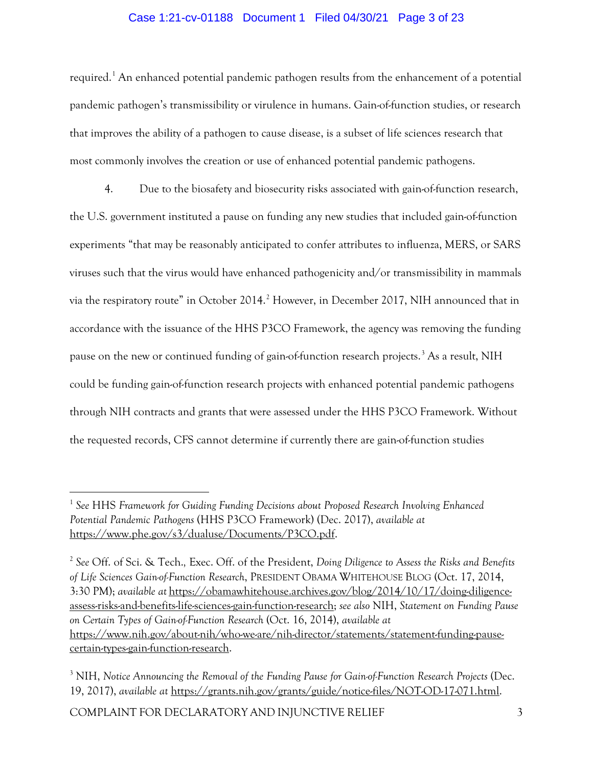required.[1] An enhanced potential pandemic pathogen results from the enhancement of a potential pandemic pathogen's transmissibility or virulence in humans. Gain-of-function studies, or research that improves the ability of a pathogen to cause disease, is a subset of life sciences research that most commonly involves the creation or use of enhanced potential pandemic pathogens.

4. Due to the biosafety and biosecurity risks associated with gain-of-function research, the U.S. government instituted a pause on funding any new studies that included gain-of-function experiments "that may be reasonably anticipated to confer attributes to influenza, MERS, or SARS viruses such that the virus would have enhanced pathogenicity and/or transmissibility in mammals via the respiratory route" in October 2014.[2] However, in December 2017, NIH announced that in accordance with the issuance of the HHS P3CO Framework, the agency was removing the funding pause on the new or continued funding of gain-of-function research projects.[3] As a result, NIH could be funding gain-of-function research projects with enhanced potential pandemic pathogens through NIH contracts and grants that were assessed under the HHS P3CO Framework. Without the requested records, CFS cannot determine if currently there are gain-of-function studies

---

[1] *See* HHS *Framework for Guiding Funding Decisions about Proposed Research Involving Enhanced Potential Pandemic Pathogens* (HHS P3CO Framework) (Dec. 2017), *available at* https://www.phe.gov/s3/dualuse/Documents/P3CO.pdf.

[2] *See* Off. of Sci. & Tech., Exec. Off. of the President, *Doing Diligence to Assess the Risks and Benefits of Life Sciences Gain-of-Function Research*, PRESIDENT OBAMA WHITEHOUSE BLOG (Oct. 17, 2014, 3:30 PM); *available at* https://obamawhitehouse.archives.gov/blog/2014/10/17/doing-diligence-assess-risks-and-benefits-life-sciences-gain-function-research; *see also* NIH, *Statement on Funding Pause on Certain Types of Gain-of-Function Research* (Oct. 16, 2014), *available at* https://www.nih.gov/about-nih/who-we-are/nih-director/statements/statement-funding-pause-certain-types-gain-function-research.

[3] NIH, *Notice Announcing the Removal of the Funding Pause for Gain-of-Function Research Projects* (Dec. 19, 2017), *available at* https://grants.nih.gov/grants/guide/notice-files/NOT-OD-17-071.html.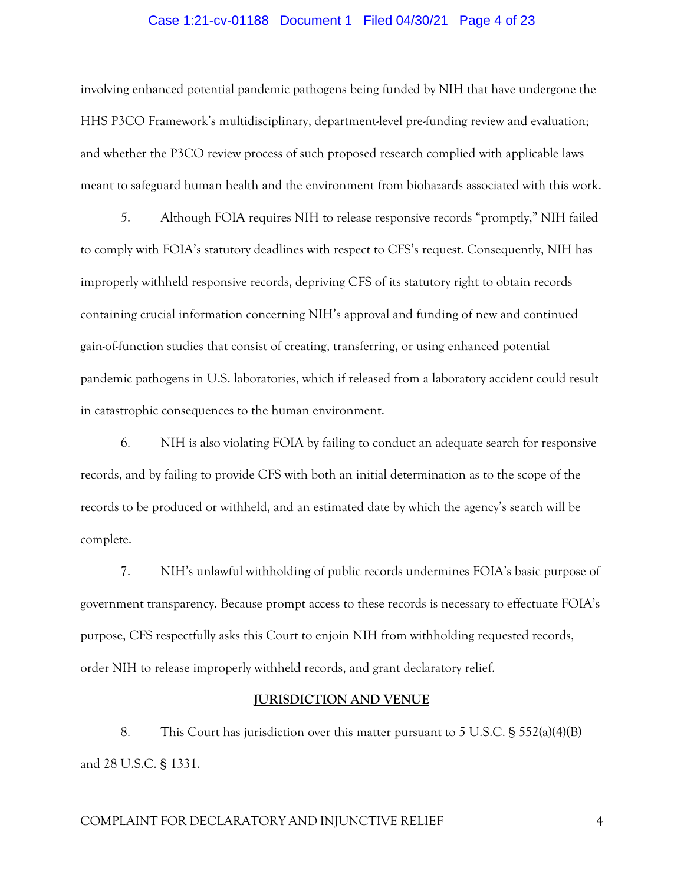involving enhanced potential pandemic pathogens being funded by NIH that have undergone the HHS P3CO Framework's multidisciplinary, department-level pre-funding review and evaluation; and whether the P3CO review process of such proposed research complied with applicable laws meant to safeguard human health and the environment from biohazards associated with this work.

5. Although FOIA requires NIH to release responsive records "promptly," NIH failed to comply with FOIA's statutory deadlines with respect to CFS's request. Consequently, NIH has improperly withheld responsive records, depriving CFS of its statutory right to obtain records containing crucial information concerning NIH's approval and funding of new and continued gain-of-function studies that consist of creating, transferring, or using enhanced potential pandemic pathogens in U.S. laboratories, which if released from a laboratory accident could result in catastrophic consequences to the human environment.

6. NIH is also violating FOIA by failing to conduct an adequate search for responsive records, and by failing to provide CFS with both an initial determination as to the scope of the records to be produced or withheld, and an estimated date by which the agency's search will be complete.

7. NIH's unlawful withholding of public records undermines FOIA's basic purpose of government transparency. Because prompt access to these records is necessary to effectuate FOIA's purpose, CFS respectfully asks this Court to enjoin NIH from withholding requested records, order NIH to release improperly withheld records, and grant declaratory relief.

## JURISDICTION AND VENUE

8. This Court has jurisdiction over this matter pursuant to 5 U.S.C. § 552(a)(4)(B) and 28 U.S.C. § 1331.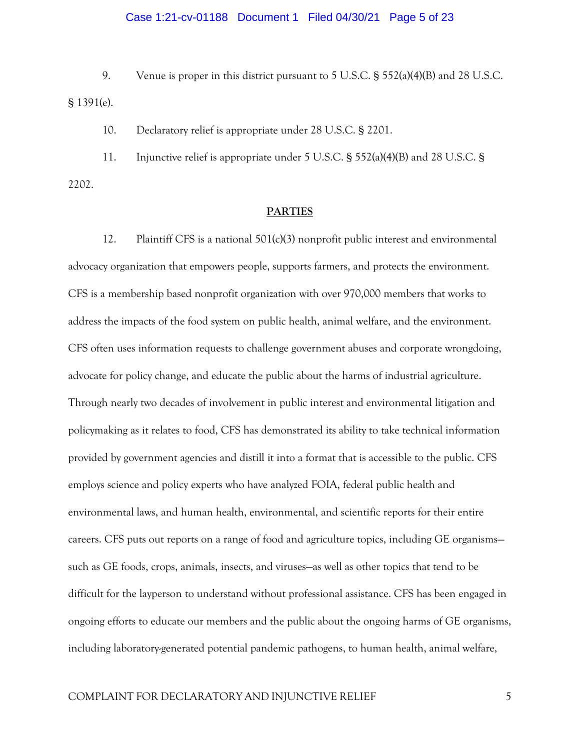9. Venue is proper in this district pursuant to 5 U.S.C. § 552(a)(4)(B) and 28 U.S.C. § 1391(e).

10. Declaratory relief is appropriate under 28 U.S.C. § 2201.

11. Injunctive relief is appropriate under 5 U.S.C. § 552(a)(4)(B) and 28 U.S.C. § 2202.

## PARTIES

12. Plaintiff CFS is a national 501(c)(3) nonprofit public interest and environmental advocacy organization that empowers people, supports farmers, and protects the environment. CFS is a membership based nonprofit organization with over 970,000 members that works to address the impacts of the food system on public health, animal welfare, and the environment. CFS often uses information requests to challenge government abuses and corporate wrongdoing, advocate for policy change, and educate the public about the harms of industrial agriculture. Through nearly two decades of involvement in public interest and environmental litigation and policymaking as it relates to food, CFS has demonstrated its ability to take technical information provided by government agencies and distill it into a format that is accessible to the public. CFS employs science and policy experts who have analyzed FOIA, federal public health and environmental laws, and human health, environmental, and scientific reports for their entire careers. CFS puts out reports on a range of food and agriculture topics, including GE organisms—such as GE foods, crops, animals, insects, and viruses—as well as other topics that tend to be difficult for the layperson to understand without professional assistance. CFS has been engaged in ongoing efforts to educate our members and the public about the ongoing harms of GE organisms, including laboratory-generated potential pandemic pathogens, to human health, animal welfare,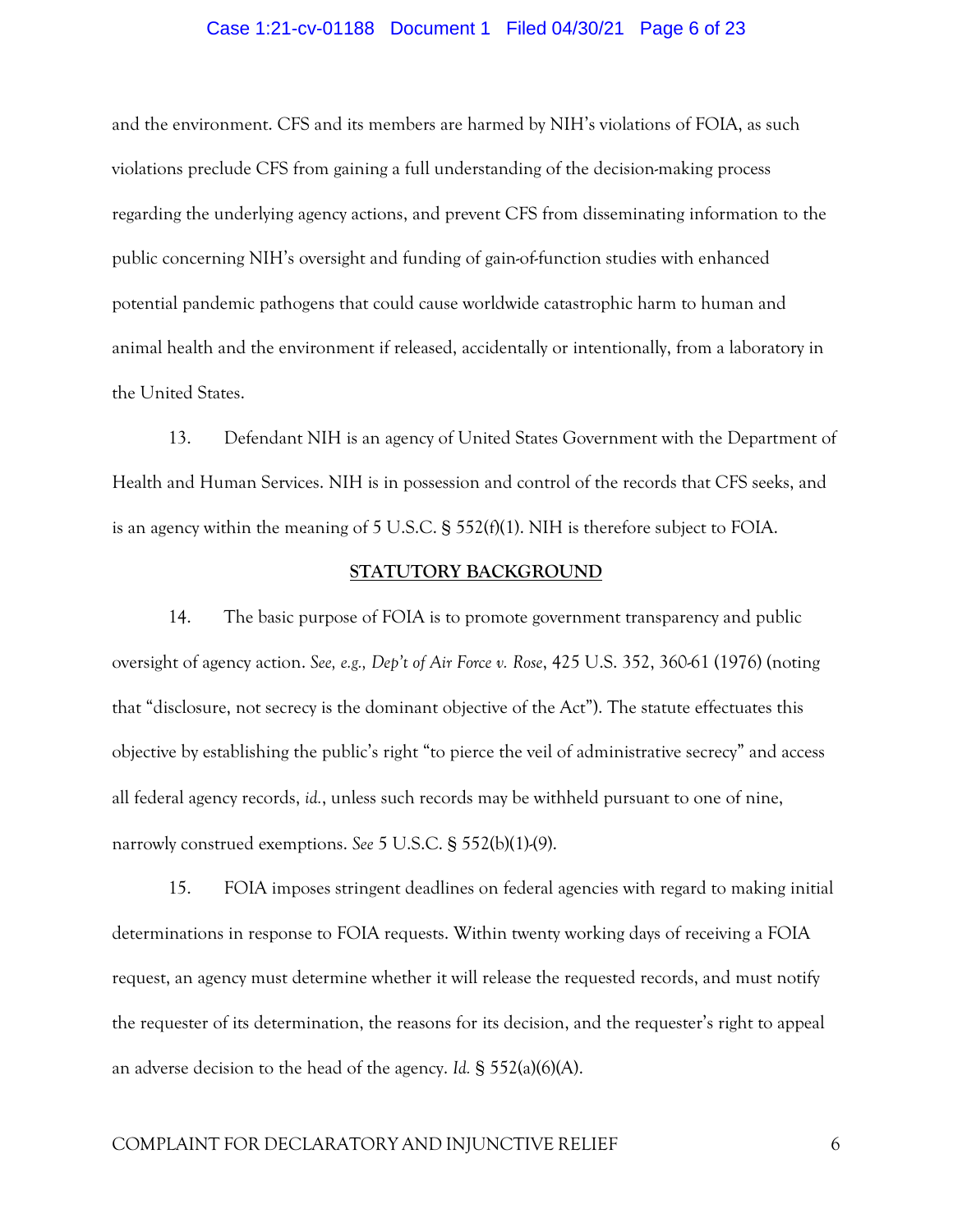and the environment. CFS and its members are harmed by NIH's violations of FOIA, as such violations preclude CFS from gaining a full understanding of the decision-making process regarding the underlying agency actions, and prevent CFS from disseminating information to the public concerning NIH's oversight and funding of gain-of-function studies with enhanced potential pandemic pathogens that could cause worldwide catastrophic harm to human and animal health and the environment if released, accidentally or intentionally, from a laboratory in the United States.

13. Defendant NIH is an agency of United States Government with the Department of Health and Human Services. NIH is in possession and control of the records that CFS seeks, and is an agency within the meaning of 5 U.S.C. § 552(f)(1). NIH is therefore subject to FOIA.

## STATUTORY BACKGROUND

14. The basic purpose of FOIA is to promote government transparency and public oversight of agency action. *See, e.g., Dep't of Air Force v. Rose*, 425 U.S. 352, 360-61 (1976) (noting that "disclosure, not secrecy is the dominant objective of the Act"). The statute effectuates this objective by establishing the public's right "to pierce the veil of administrative secrecy" and access all federal agency records, *id.*, unless such records may be withheld pursuant to one of nine, narrowly construed exemptions. *See* 5 U.S.C. § 552(b)(1)-(9).

15. FOIA imposes stringent deadlines on federal agencies with regard to making initial determinations in response to FOIA requests. Within twenty working days of receiving a FOIA request, an agency must determine whether it will release the requested records, and must notify the requester of its determination, the reasons for its decision, and the requester's right to appeal an adverse decision to the head of the agency. *Id.* § 552(a)(6)(A).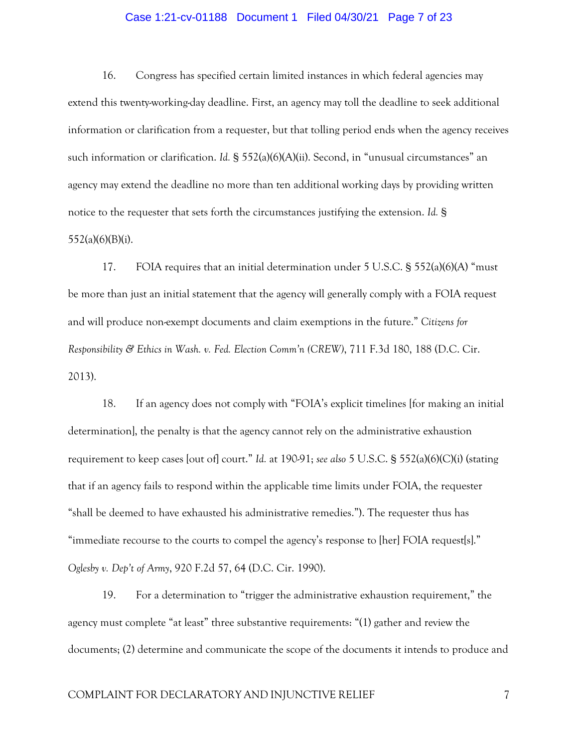16. Congress has specified certain limited instances in which federal agencies may extend this twenty-working-day deadline. First, an agency may toll the deadline to seek additional information or clarification from a requester, but that tolling period ends when the agency receives such information or clarification. *Id.* § 552(a)(6)(A)(ii). Second, in "unusual circumstances" an agency may extend the deadline no more than ten additional working days by providing written notice to the requester that sets forth the circumstances justifying the extension. *Id.* § 552(a)(6)(B)(i).

17. FOIA requires that an initial determination under 5 U.S.C. § 552(a)(6)(A) "must be more than just an initial statement that the agency will generally comply with a FOIA request and will produce non-exempt documents and claim exemptions in the future." *Citizens for Responsibility & Ethics in Wash. v. Fed. Election Comm'n (CREW)*, 711 F.3d 180, 188 (D.C. Cir. 2013).

18. If an agency does not comply with "FOIA's explicit timelines [for making an initial determination], the penalty is that the agency cannot rely on the administrative exhaustion requirement to keep cases [out of] court." *Id.* at 190-91; *see also* 5 U.S.C. § 552(a)(6)(C)(i) (stating that if an agency fails to respond within the applicable time limits under FOIA, the requester "shall be deemed to have exhausted his administrative remedies."). The requester thus has "immediate recourse to the courts to compel the agency's response to [her] FOIA request[s]." *Oglesby v. Dep't of Army*, 920 F.2d 57, 64 (D.C. Cir. 1990).

19. For a determination to "trigger the administrative exhaustion requirement," the agency must complete "at least" three substantive requirements: "(1) gather and review the documents; (2) determine and communicate the scope of the documents it intends to produce and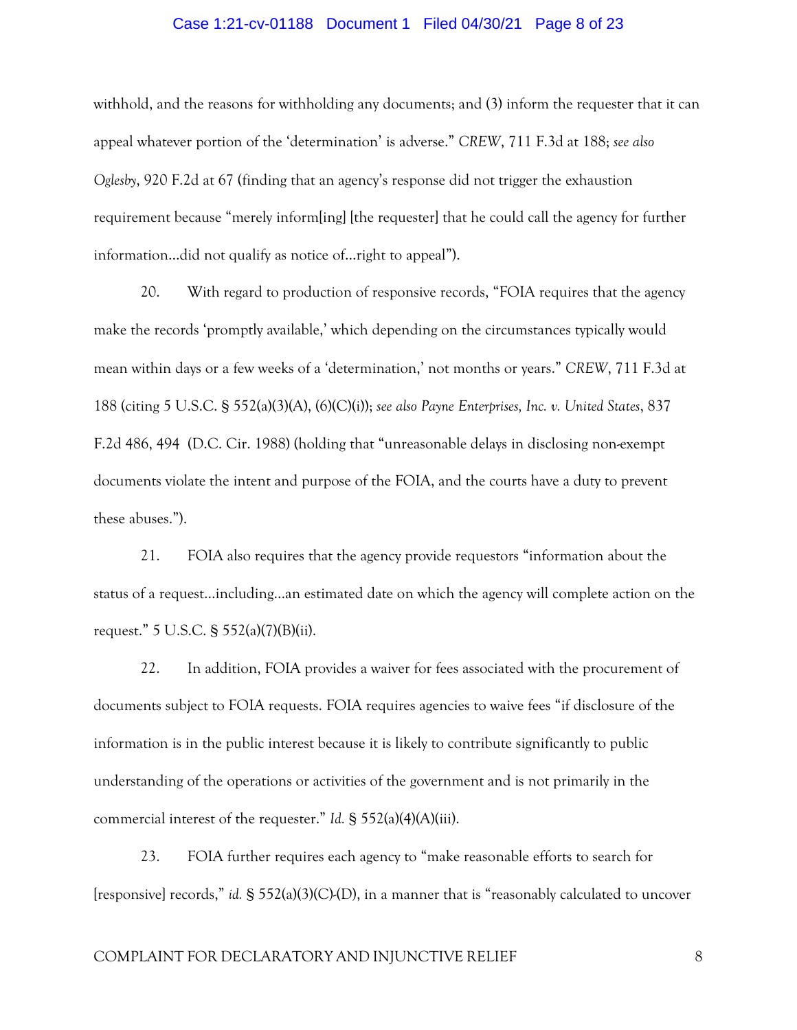withhold, and the reasons for withholding any documents; and (3) inform the requester that it can appeal whatever portion of the 'determination' is adverse." *CREW*, 711 F.3d at 188; *see also Oglesby*, 920 F.2d at 67 (finding that an agency's response did not trigger the exhaustion requirement because "merely inform[ing] [the requester] that he could call the agency for further information…did not qualify as notice of…right to appeal").

20. With regard to production of responsive records, "FOIA requires that the agency make the records 'promptly available,' which depending on the circumstances typically would mean within days or a few weeks of a 'determination,' not months or years." *CREW*, 711 F.3d at 188 (citing 5 U.S.C. § 552(a)(3)(A), (6)(C)(i)); *see also Payne Enterprises, Inc. v. United States*, 837 F.2d 486, 494 (D.C. Cir. 1988) (holding that "unreasonable delays in disclosing non-exempt documents violate the intent and purpose of the FOIA, and the courts have a duty to prevent these abuses.").

21. FOIA also requires that the agency provide requestors "information about the status of a request…including…an estimated date on which the agency will complete action on the request." 5 U.S.C. § 552(a)(7)(B)(ii).

22. In addition, FOIA provides a waiver for fees associated with the procurement of documents subject to FOIA requests. FOIA requires agencies to waive fees "if disclosure of the information is in the public interest because it is likely to contribute significantly to public understanding of the operations or activities of the government and is not primarily in the commercial interest of the requester." *Id.* § 552(a)(4)(A)(iii).

23. FOIA further requires each agency to "make reasonable efforts to search for [responsive] records," *id.* § 552(a)(3)(C)-(D), in a manner that is "reasonably calculated to uncover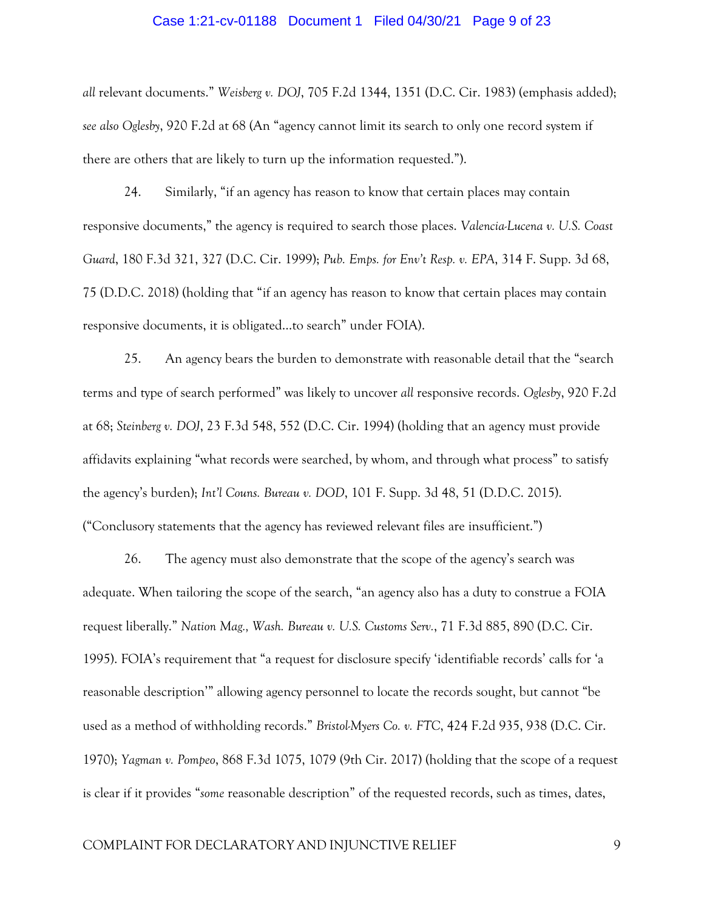*all* relevant documents." *Weisberg v. DOJ*, 705 F.2d 1344, 1351 (D.C. Cir. 1983) (emphasis added); *see also Oglesby*, 920 F.2d at 68 (An "agency cannot limit its search to only one record system if there are others that are likely to turn up the information requested.").

24. Similarly, "if an agency has reason to know that certain places may contain responsive documents," the agency is required to search those places. *Valencia-Lucena v. U.S. Coast Guard*, 180 F.3d 321, 327 (D.C. Cir. 1999); *Pub. Emps. for Env't Resp. v. EPA*, 314 F. Supp. 3d 68, 75 (D.D.C. 2018) (holding that "if an agency has reason to know that certain places may contain responsive documents, it is obligated…to search" under FOIA).

25. An agency bears the burden to demonstrate with reasonable detail that the "search terms and type of search performed" was likely to uncover *all* responsive records. *Oglesby*, 920 F.2d at 68; *Steinberg v. DOJ*, 23 F.3d 548, 552 (D.C. Cir. 1994) (holding that an agency must provide affidavits explaining "what records were searched, by whom, and through what process" to satisfy the agency's burden); *Int'l Couns. Bureau v. DOD*, 101 F. Supp. 3d 48, 51 (D.D.C. 2015). ("Conclusory statements that the agency has reviewed relevant files are insufficient.")

26. The agency must also demonstrate that the scope of the agency's search was adequate. When tailoring the scope of the search, "an agency also has a duty to construe a FOIA request liberally." *Nation Mag., Wash. Bureau v. U.S. Customs Serv.*, 71 F.3d 885, 890 (D.C. Cir. 1995). FOIA's requirement that "a request for disclosure specify 'identifiable records' calls for 'a reasonable description'" allowing agency personnel to locate the records sought, but cannot "be used as a method of withholding records." *Bristol-Myers Co. v. FTC*, 424 F.2d 935, 938 (D.C. Cir. 1970); *Yagman v. Pompeo*, 868 F.3d 1075, 1079 (9th Cir. 2017) (holding that the scope of a request is clear if it provides "*some* reasonable description" of the requested records, such as times, dates,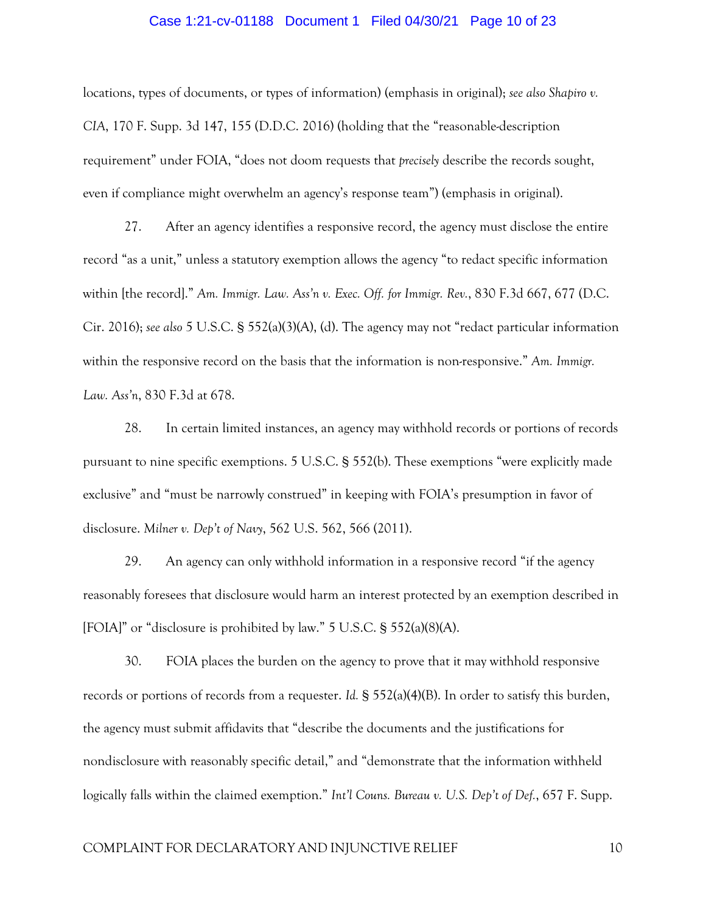locations, types of documents, or types of information) (emphasis in original); *see also Shapiro v. CIA*, 170 F. Supp. 3d 147, 155 (D.D.C. 2016) (holding that the "reasonable-description requirement" under FOIA, "does not doom requests that *precisely* describe the records sought, even if compliance might overwhelm an agency's response team") (emphasis in original).

27. After an agency identifies a responsive record, the agency must disclose the entire record "as a unit," unless a statutory exemption allows the agency "to redact specific information within [the record]." *Am. Immigr. Law. Ass'n v. Exec. Off. for Immigr. Rev.*, 830 F.3d 667, 677 (D.C. Cir. 2016); *see also* 5 U.S.C. § 552(a)(3)(A), (d). The agency may not "redact particular information within the responsive record on the basis that the information is non-responsive." *Am. Immigr. Law. Ass'n*, 830 F.3d at 678.

28. In certain limited instances, an agency may withhold records or portions of records pursuant to nine specific exemptions. 5 U.S.C. § 552(b). These exemptions "were explicitly made exclusive" and "must be narrowly construed" in keeping with FOIA's presumption in favor of disclosure. *Milner v. Dep't of Navy*, 562 U.S. 562, 566 (2011).

29. An agency can only withhold information in a responsive record "if the agency reasonably foresees that disclosure would harm an interest protected by an exemption described in [FOIA]" or "disclosure is prohibited by law." 5 U.S.C. § 552(a)(8)(A).

30. FOIA places the burden on the agency to prove that it may withhold responsive records or portions of records from a requester. *Id.* § 552(a)(4)(B). In order to satisfy this burden, the agency must submit affidavits that "describe the documents and the justifications for nondisclosure with reasonably specific detail," and "demonstrate that the information withheld logically falls within the claimed exemption." *Int'l Couns. Bureau v. U.S. Dep't of Def.*, 657 F. Supp.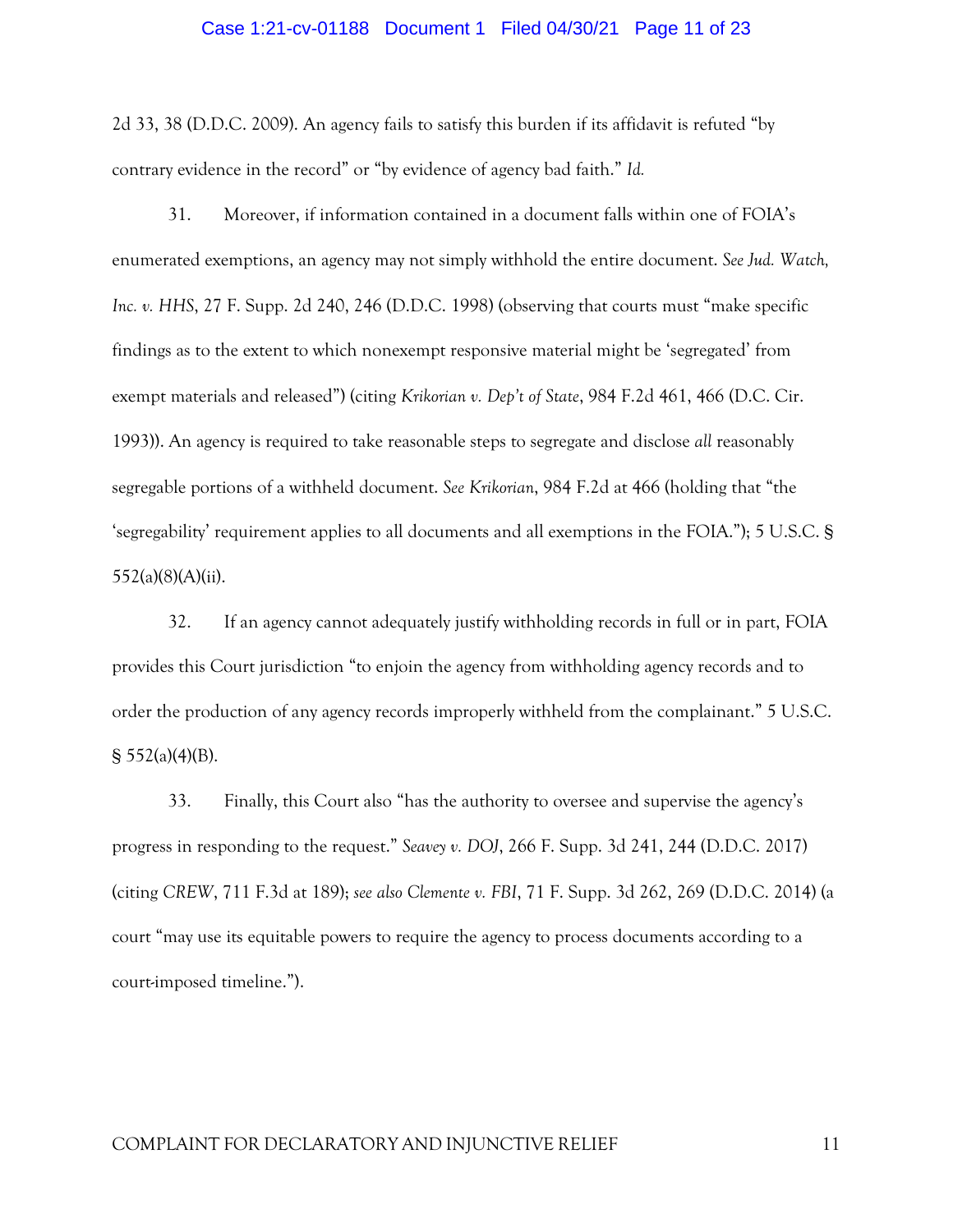2d 33, 38 (D.D.C. 2009). An agency fails to satisfy this burden if its affidavit is refuted "by contrary evidence in the record" or "by evidence of agency bad faith." *Id.*

31. Moreover, if information contained in a document falls within one of FOIA's enumerated exemptions, an agency may not simply withhold the entire document. *See Jud. Watch, Inc. v. HHS*, 27 F. Supp. 2d 240, 246 (D.D.C. 1998) (observing that courts must "make specific findings as to the extent to which nonexempt responsive material might be 'segregated' from exempt materials and released") (citing *Krikorian v. Dep't of State*, 984 F.2d 461, 466 (D.C. Cir. 1993)). An agency is required to take reasonable steps to segregate and disclose *all* reasonably segregable portions of a withheld document. *See Krikorian*, 984 F.2d at 466 (holding that "the 'segregability' requirement applies to all documents and all exemptions in the FOIA."); 5 U.S.C. § 552(a)(8)(A)(ii).

32. If an agency cannot adequately justify withholding records in full or in part, FOIA provides this Court jurisdiction "to enjoin the agency from withholding agency records and to order the production of any agency records improperly withheld from the complainant." 5 U.S.C. § 552(a)(4)(B).

33. Finally, this Court also "has the authority to oversee and supervise the agency's progress in responding to the request." *Seavey v. DOJ*, 266 F. Supp. 3d 241, 244 (D.D.C. 2017) (citing *CREW*, 711 F.3d at 189); *see also Clemente v. FBI*, 71 F. Supp. 3d 262, 269 (D.D.C. 2014) (a court "may use its equitable powers to require the agency to process documents according to a court-imposed timeline.").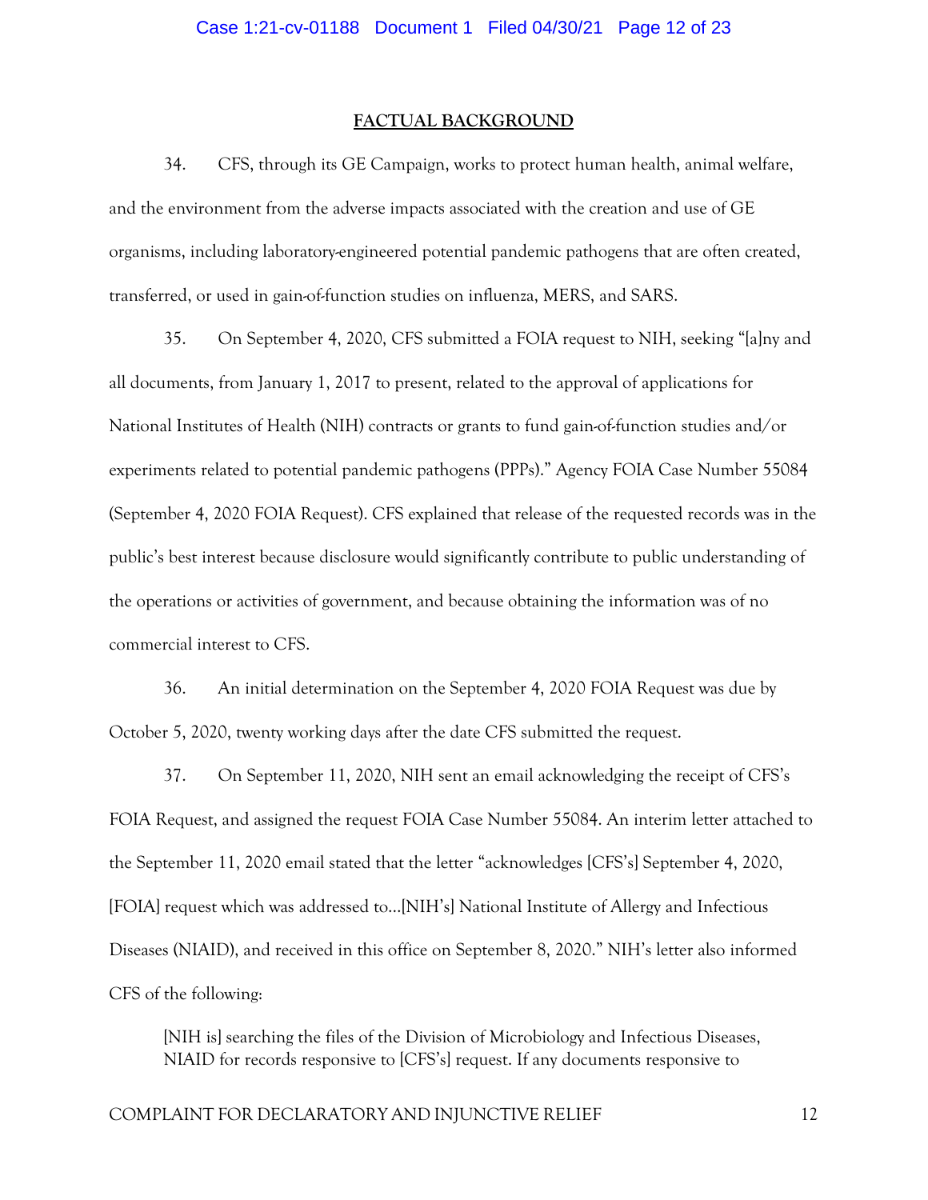## FACTUAL BACKGROUND

34. CFS, through its GE Campaign, works to protect human health, animal welfare, and the environment from the adverse impacts associated with the creation and use of GE organisms, including laboratory-engineered potential pandemic pathogens that are often created, transferred, or used in gain-of-function studies on influenza, MERS, and SARS.

35. On September 4, 2020, CFS submitted a FOIA request to NIH, seeking "[a]ny and all documents, from January 1, 2017 to present, related to the approval of applications for National Institutes of Health (NIH) contracts or grants to fund gain-of-function studies and/or experiments related to potential pandemic pathogens (PPPs)." Agency FOIA Case Number 55084 (September 4, 2020 FOIA Request). CFS explained that release of the requested records was in the public's best interest because disclosure would significantly contribute to public understanding of the operations or activities of government, and because obtaining the information was of no commercial interest to CFS.

36. An initial determination on the September 4, 2020 FOIA Request was due by October 5, 2020, twenty working days after the date CFS submitted the request.

37. On September 11, 2020, NIH sent an email acknowledging the receipt of CFS's FOIA Request, and assigned the request FOIA Case Number 55084. An interim letter attached to the September 11, 2020 email stated that the letter "acknowledges [CFS's] September 4, 2020, [FOIA] request which was addressed to…[NIH's] National Institute of Allergy and Infectious Diseases (NIAID), and received in this office on September 8, 2020." NIH's letter also informed CFS of the following:

> [NIH is] searching the files of the Division of Microbiology and Infectious Diseases, NIAID for records responsive to [CFS's] request. If any documents responsive to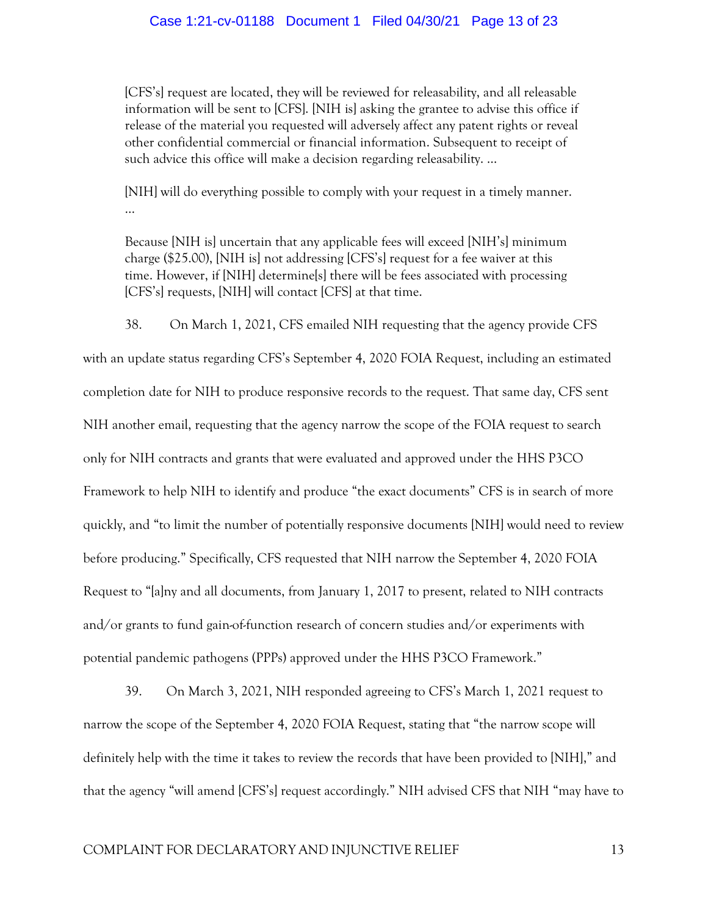> [CFS's] request are located, they will be reviewed for releasability, and all releasable information will be sent to [CFS]. [NIH is] asking the grantee to advise this office if release of the material you requested will adversely affect any patent rights or reveal other confidential commercial or financial information. Subsequent to receipt of such advice this office will make a decision regarding releasability. …
>
> [NIH] will do everything possible to comply with your request in a timely manner. …
>
> Because [NIH is] uncertain that any applicable fees will exceed [NIH's] minimum charge ($25.00), [NIH is] not addressing [CFS's] request for a fee waiver at this time. However, if [NIH] determine[s] there will be fees associated with processing [CFS's] requests, [NIH] will contact [CFS] at that time.

38. On March 1, 2021, CFS emailed NIH requesting that the agency provide CFS with an update status regarding CFS's September 4, 2020 FOIA Request, including an estimated completion date for NIH to produce responsive records to the request. That same day, CFS sent NIH another email, requesting that the agency narrow the scope of the FOIA request to search only for NIH contracts and grants that were evaluated and approved under the HHS P3CO Framework to help NIH to identify and produce "the exact documents" CFS is in search of more quickly, and "to limit the number of potentially responsive documents [NIH] would need to review before producing." Specifically, CFS requested that NIH narrow the September 4, 2020 FOIA Request to "[a]ny and all documents, from January 1, 2017 to present, related to NIH contracts and/or grants to fund gain-of-function research of concern studies and/or experiments with potential pandemic pathogens (PPPs) approved under the HHS P3CO Framework."

39. On March 3, 2021, NIH responded agreeing to CFS's March 1, 2021 request to narrow the scope of the September 4, 2020 FOIA Request, stating that "the narrow scope will definitely help with the time it takes to review the records that have been provided to [NIH]," and that the agency "will amend [CFS's] request accordingly." NIH advised CFS that NIH "may have to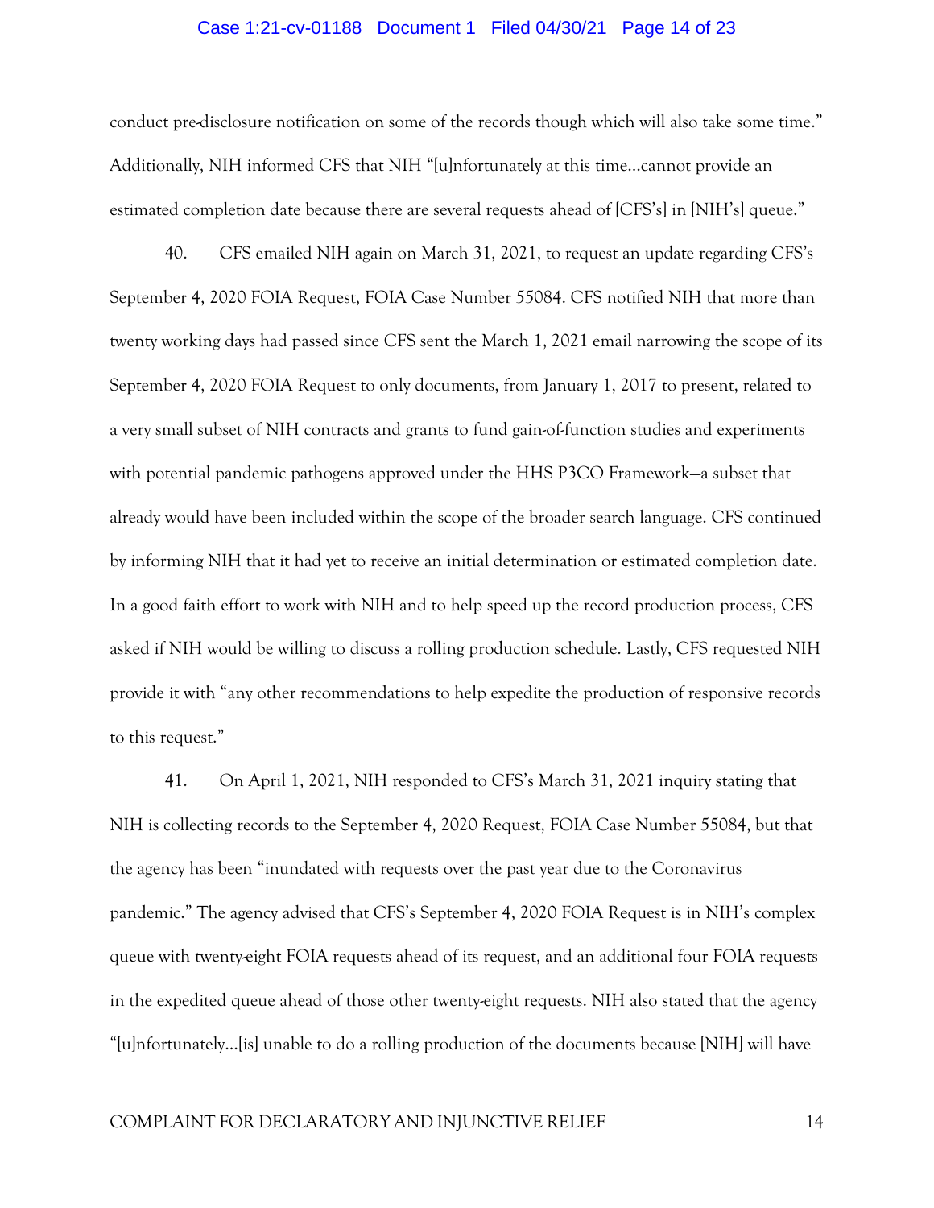conduct pre-disclosure notification on some of the records though which will also take some time." Additionally, NIH informed CFS that NIH "[u]nfortunately at this time…cannot provide an estimated completion date because there are several requests ahead of [CFS's] in [NIH's] queue."

40. CFS emailed NIH again on March 31, 2021, to request an update regarding CFS's September 4, 2020 FOIA Request, FOIA Case Number 55084. CFS notified NIH that more than twenty working days had passed since CFS sent the March 1, 2021 email narrowing the scope of its September 4, 2020 FOIA Request to only documents, from January 1, 2017 to present, related to a very small subset of NIH contracts and grants to fund gain-of-function studies and experiments with potential pandemic pathogens approved under the HHS P3CO Framework—a subset that already would have been included within the scope of the broader search language. CFS continued by informing NIH that it had yet to receive an initial determination or estimated completion date. In a good faith effort to work with NIH and to help speed up the record production process, CFS asked if NIH would be willing to discuss a rolling production schedule. Lastly, CFS requested NIH provide it with "any other recommendations to help expedite the production of responsive records to this request."

41. On April 1, 2021, NIH responded to CFS's March 31, 2021 inquiry stating that NIH is collecting records to the September 4, 2020 Request, FOIA Case Number 55084, but that the agency has been "inundated with requests over the past year due to the Coronavirus pandemic." The agency advised that CFS's September 4, 2020 FOIA Request is in NIH's complex queue with twenty-eight FOIA requests ahead of its request, and an additional four FOIA requests in the expedited queue ahead of those other twenty-eight requests. NIH also stated that the agency "[u]nfortunately…[is] unable to do a rolling production of the documents because [NIH] will have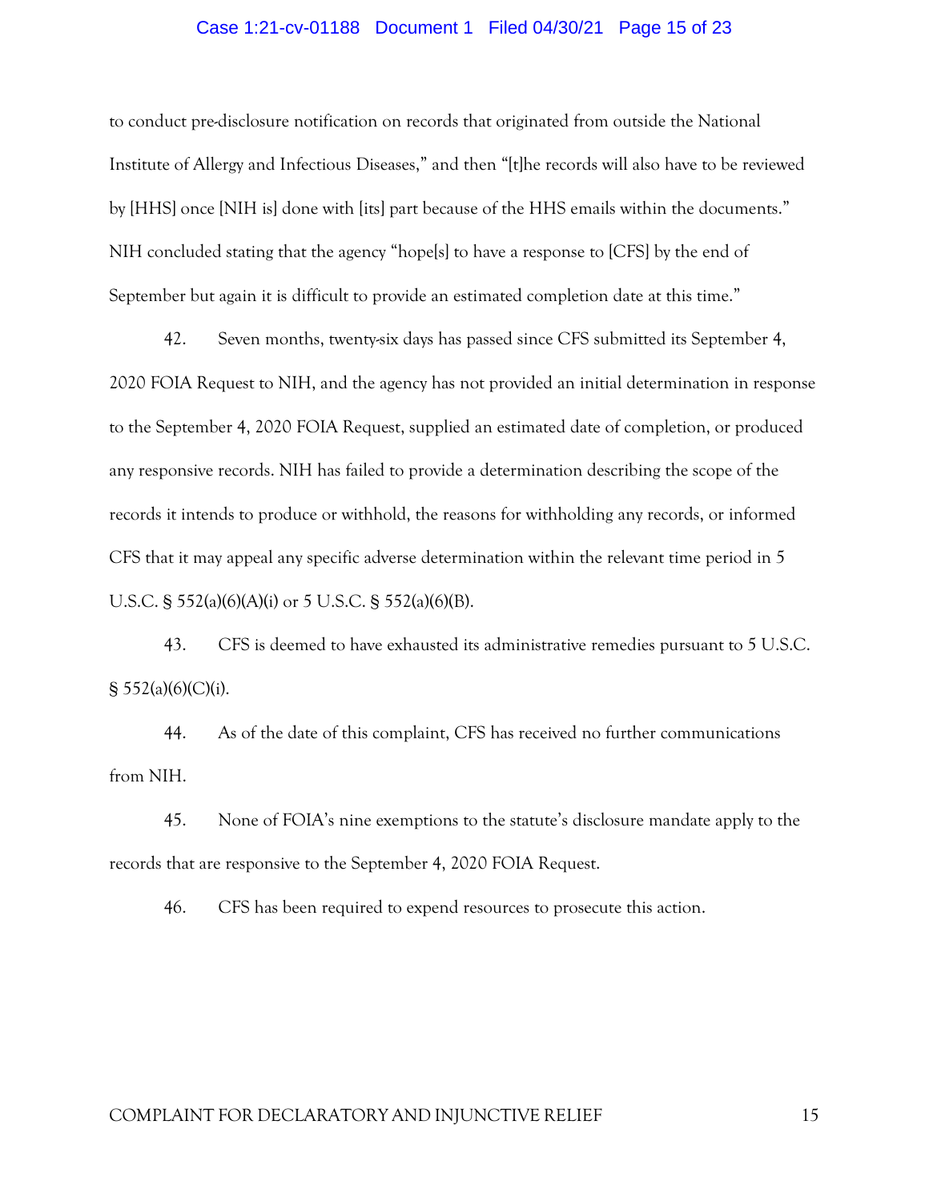to conduct pre-disclosure notification on records that originated from outside the National Institute of Allergy and Infectious Diseases," and then "[t]he records will also have to be reviewed by [HHS] once [NIH is] done with [its] part because of the HHS emails within the documents." NIH concluded stating that the agency "hope[s] to have a response to [CFS] by the end of September but again it is difficult to provide an estimated completion date at this time."

42. Seven months, twenty-six days has passed since CFS submitted its September 4, 2020 FOIA Request to NIH, and the agency has not provided an initial determination in response to the September 4, 2020 FOIA Request, supplied an estimated date of completion, or produced any responsive records. NIH has failed to provide a determination describing the scope of the records it intends to produce or withhold, the reasons for withholding any records, or informed CFS that it may appeal any specific adverse determination within the relevant time period in 5 U.S.C. § 552(a)(6)(A)(i) or 5 U.S.C. § 552(a)(6)(B).

43. CFS is deemed to have exhausted its administrative remedies pursuant to 5 U.S.C. § 552(a)(6)(C)(i).

44. As of the date of this complaint, CFS has received no further communications from NIH.

45. None of FOIA's nine exemptions to the statute's disclosure mandate apply to the records that are responsive to the September 4, 2020 FOIA Request.

46. CFS has been required to expend resources to prosecute this action.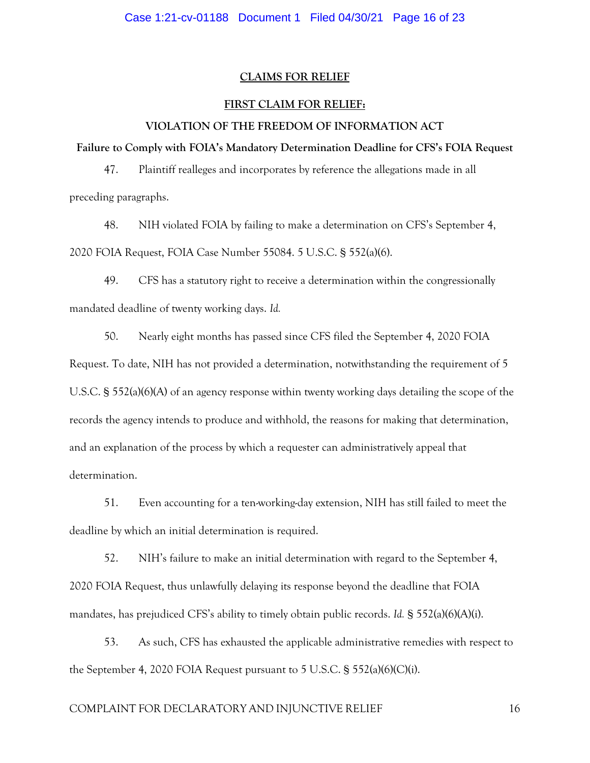## CLAIMS FOR RELIEF

### FIRST CLAIM FOR RELIEF:

### VIOLATION OF THE FREEDOM OF INFORMATION ACT

**Failure to Comply with FOIA's Mandatory Determination Deadline for CFS's FOIA Request**

47. Plaintiff realleges and incorporates by reference the allegations made in all preceding paragraphs.

48. NIH violated FOIA by failing to make a determination on CFS's September 4, 2020 FOIA Request, FOIA Case Number 55084. 5 U.S.C. § 552(a)(6).

49. CFS has a statutory right to receive a determination within the congressionally mandated deadline of twenty working days. *Id.*

50. Nearly eight months has passed since CFS filed the September 4, 2020 FOIA Request. To date, NIH has not provided a determination, notwithstanding the requirement of 5 U.S.C. § 552(a)(6)(A) of an agency response within twenty working days detailing the scope of the records the agency intends to produce and withhold, the reasons for making that determination, and an explanation of the process by which a requester can administratively appeal that determination.

51. Even accounting for a ten-working-day extension, NIH has still failed to meet the deadline by which an initial determination is required.

52. NIH's failure to make an initial determination with regard to the September 4, 2020 FOIA Request, thus unlawfully delaying its response beyond the deadline that FOIA mandates, has prejudiced CFS's ability to timely obtain public records. *Id.* § 552(a)(6)(A)(i).

53. As such, CFS has exhausted the applicable administrative remedies with respect to the September 4, 2020 FOIA Request pursuant to 5 U.S.C. § 552(a)(6)(C)(i).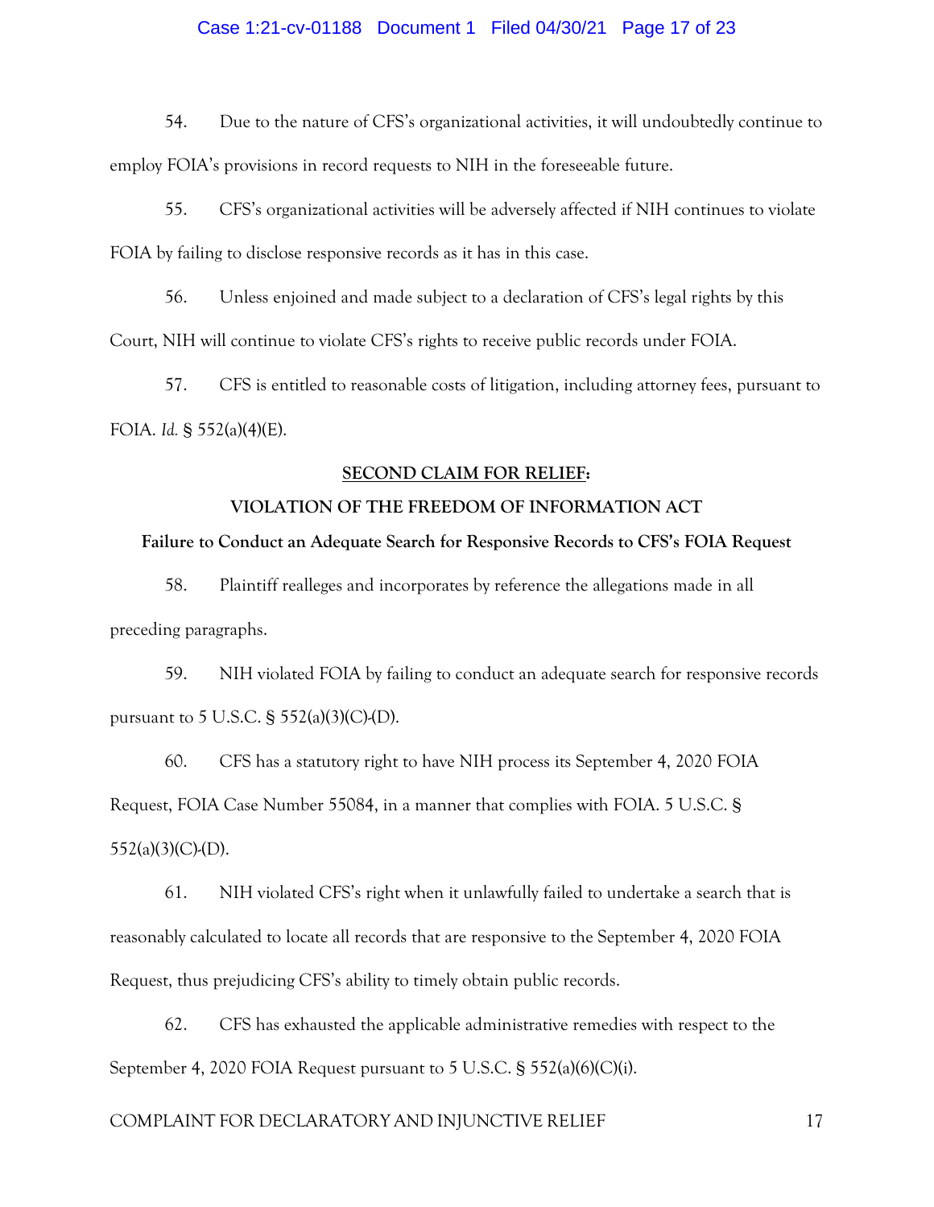54. Due to the nature of CFS's organizational activities, it will undoubtedly continue to employ FOIA's provisions in record requests to NIH in the foreseeable future.

55. CFS's organizational activities will be adversely affected if NIH continues to violate FOIA by failing to disclose responsive records as it has in this case.

56. Unless enjoined and made subject to a declaration of CFS's legal rights by this Court, NIH will continue to violate CFS's rights to receive public records under FOIA.

57. CFS is entitled to reasonable costs of litigation, including attorney fees, pursuant to FOIA. *Id.* § 552(a)(4)(E).

**<u>SECOND CLAIM FOR RELIEF</u>:**

**VIOLATION OF THE FREEDOM OF INFORMATION ACT**

**Failure to Conduct an Adequate Search for Responsive Records to CFS's FOIA Request**

58. Plaintiff realleges and incorporates by reference the allegations made in all preceding paragraphs.

59. NIH violated FOIA by failing to conduct an adequate search for responsive records pursuant to 5 U.S.C. § 552(a)(3)(C)-(D).

60. CFS has a statutory right to have NIH process its September 4, 2020 FOIA Request, FOIA Case Number 55084, in a manner that complies with FOIA. 5 U.S.C. § 552(a)(3)(C)-(D).

61. NIH violated CFS's right when it unlawfully failed to undertake a search that is reasonably calculated to locate all records that are responsive to the September 4, 2020 FOIA Request, thus prejudicing CFS's ability to timely obtain public records.

62. CFS has exhausted the applicable administrative remedies with respect to the September 4, 2020 FOIA Request pursuant to 5 U.S.C. § 552(a)(6)(C)(i).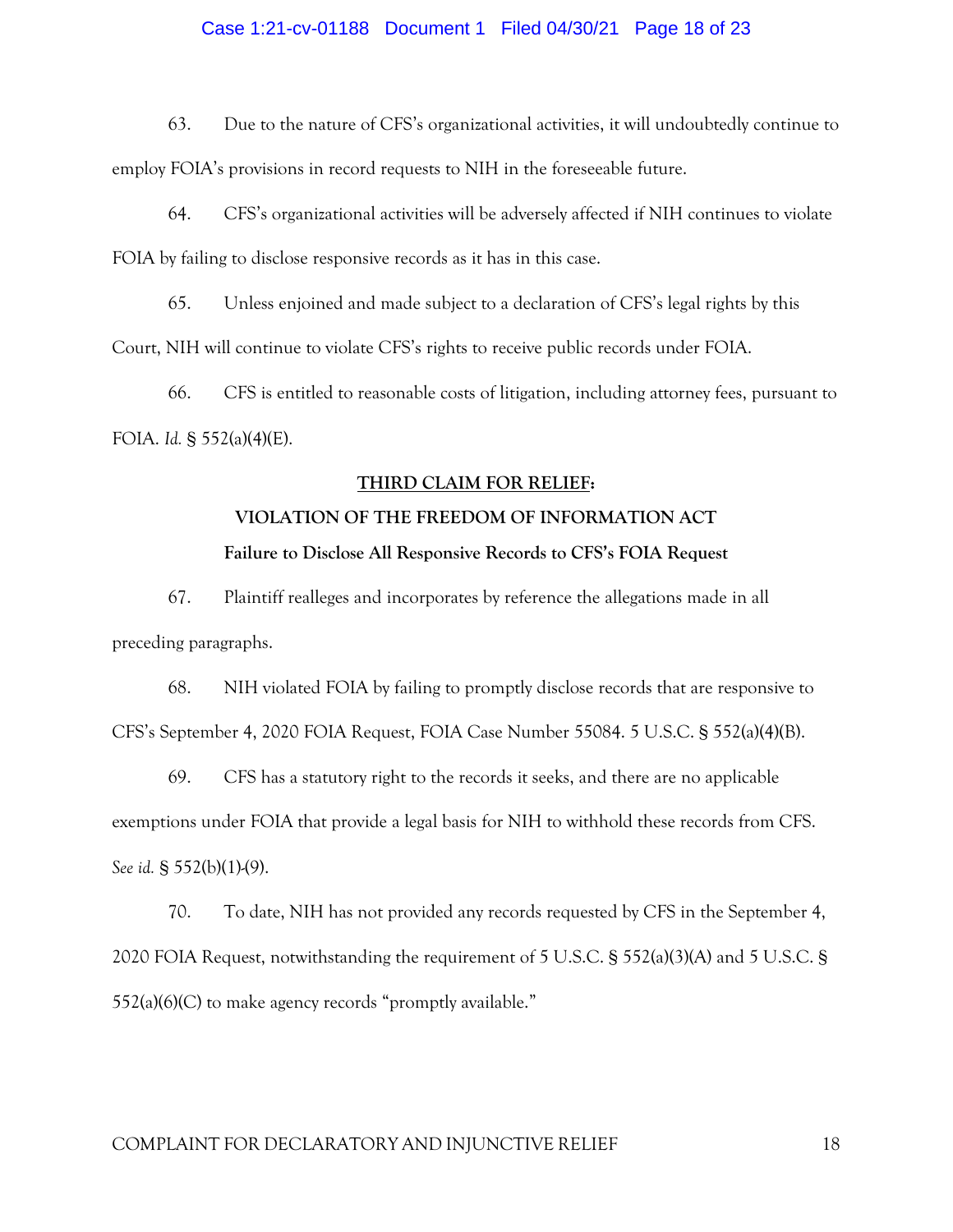63. Due to the nature of CFS's organizational activities, it will undoubtedly continue to employ FOIA's provisions in record requests to NIH in the foreseeable future.

64. CFS's organizational activities will be adversely affected if NIH continues to violate FOIA by failing to disclose responsive records as it has in this case.

65. Unless enjoined and made subject to a declaration of CFS's legal rights by this Court, NIH will continue to violate CFS's rights to receive public records under FOIA.

66. CFS is entitled to reasonable costs of litigation, including attorney fees, pursuant to FOIA. *Id.* § 552(a)(4)(E).

**<u>THIRD CLAIM FOR RELIEF</u>:**

**VIOLATION OF THE FREEDOM OF INFORMATION ACT**

**Failure to Disclose All Responsive Records to CFS's FOIA Request**

67. Plaintiff realleges and incorporates by reference the allegations made in all preceding paragraphs.

68. NIH violated FOIA by failing to promptly disclose records that are responsive to CFS's September 4, 2020 FOIA Request, FOIA Case Number 55084. 5 U.S.C. § 552(a)(4)(B).

69. CFS has a statutory right to the records it seeks, and there are no applicable exemptions under FOIA that provide a legal basis for NIH to withhold these records from CFS. *See id.* § 552(b)(1)-(9).

70. To date, NIH has not provided any records requested by CFS in the September 4, 2020 FOIA Request, notwithstanding the requirement of 5 U.S.C. § 552(a)(3)(A) and 5 U.S.C. § 552(a)(6)(C) to make agency records "promptly available."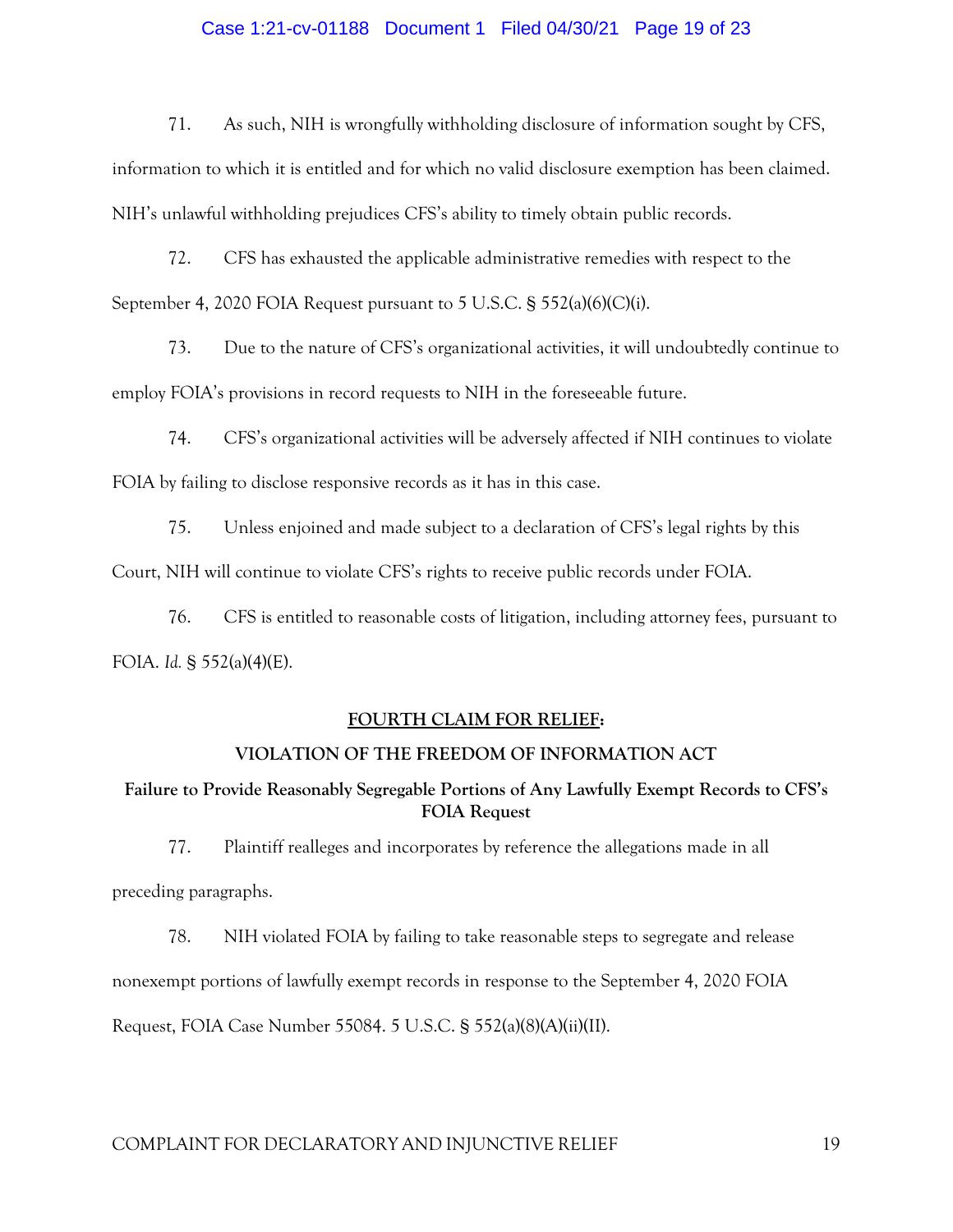71. As such, NIH is wrongfully withholding disclosure of information sought by CFS, information to which it is entitled and for which no valid disclosure exemption has been claimed. NIH's unlawful withholding prejudices CFS's ability to timely obtain public records.

72. CFS has exhausted the applicable administrative remedies with respect to the September 4, 2020 FOIA Request pursuant to 5 U.S.C. § 552(a)(6)(C)(i).

73. Due to the nature of CFS's organizational activities, it will undoubtedly continue to employ FOIA's provisions in record requests to NIH in the foreseeable future.

74. CFS's organizational activities will be adversely affected if NIH continues to violate FOIA by failing to disclose responsive records as it has in this case.

75. Unless enjoined and made subject to a declaration of CFS's legal rights by this Court, NIH will continue to violate CFS's rights to receive public records under FOIA.

76. CFS is entitled to reasonable costs of litigation, including attorney fees, pursuant to FOIA. *Id.* § 552(a)(4)(E).

## **FOURTH CLAIM FOR RELIEF:**

### **VIOLATION OF THE FREEDOM OF INFORMATION ACT**

#### **Failure to Provide Reasonably Segregable Portions of Any Lawfully Exempt Records to CFS's FOIA Request**

77. Plaintiff realleges and incorporates by reference the allegations made in all preceding paragraphs.

78. NIH violated FOIA by failing to take reasonable steps to segregate and release nonexempt portions of lawfully exempt records in response to the September 4, 2020 FOIA Request, FOIA Case Number 55084. 5 U.S.C. § 552(a)(8)(A)(ii)(II).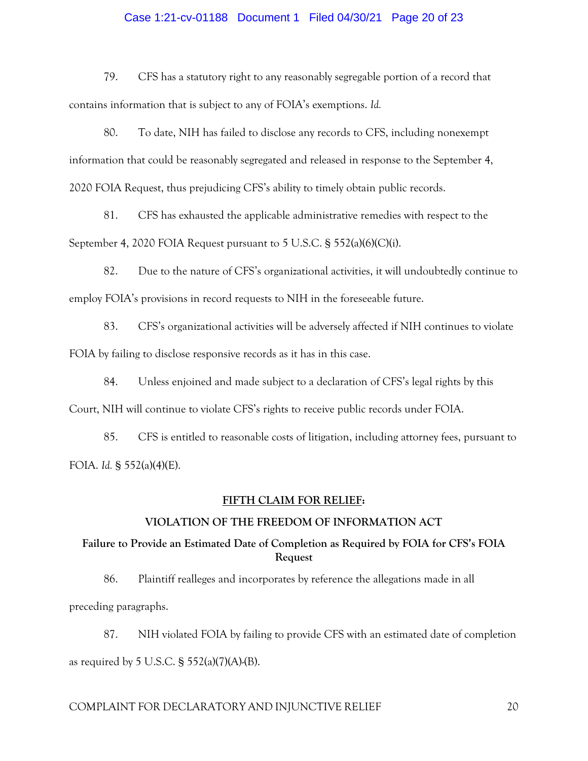79. CFS has a statutory right to any reasonably segregable portion of a record that contains information that is subject to any of FOIA's exemptions. *Id.*

80. To date, NIH has failed to disclose any records to CFS, including nonexempt information that could be reasonably segregated and released in response to the September 4, 2020 FOIA Request, thus prejudicing CFS's ability to timely obtain public records.

81. CFS has exhausted the applicable administrative remedies with respect to the September 4, 2020 FOIA Request pursuant to 5 U.S.C. § 552(a)(6)(C)(i).

82. Due to the nature of CFS's organizational activities, it will undoubtedly continue to employ FOIA's provisions in record requests to NIH in the foreseeable future.

83. CFS's organizational activities will be adversely affected if NIH continues to violate FOIA by failing to disclose responsive records as it has in this case.

84. Unless enjoined and made subject to a declaration of CFS's legal rights by this Court, NIH will continue to violate CFS's rights to receive public records under FOIA.

85. CFS is entitled to reasonable costs of litigation, including attorney fees, pursuant to FOIA. *Id.* § 552(a)(4)(E).

## <u>FIFTH CLAIM FOR RELIEF</u>:

## VIOLATION OF THE FREEDOM OF INFORMATION ACT

### Failure to Provide an Estimated Date of Completion as Required by FOIA for CFS's FOIA Request

86. Plaintiff realleges and incorporates by reference the allegations made in all preceding paragraphs.

87. NIH violated FOIA by failing to provide CFS with an estimated date of completion as required by 5 U.S.C. § 552(a)(7)(A)-(B).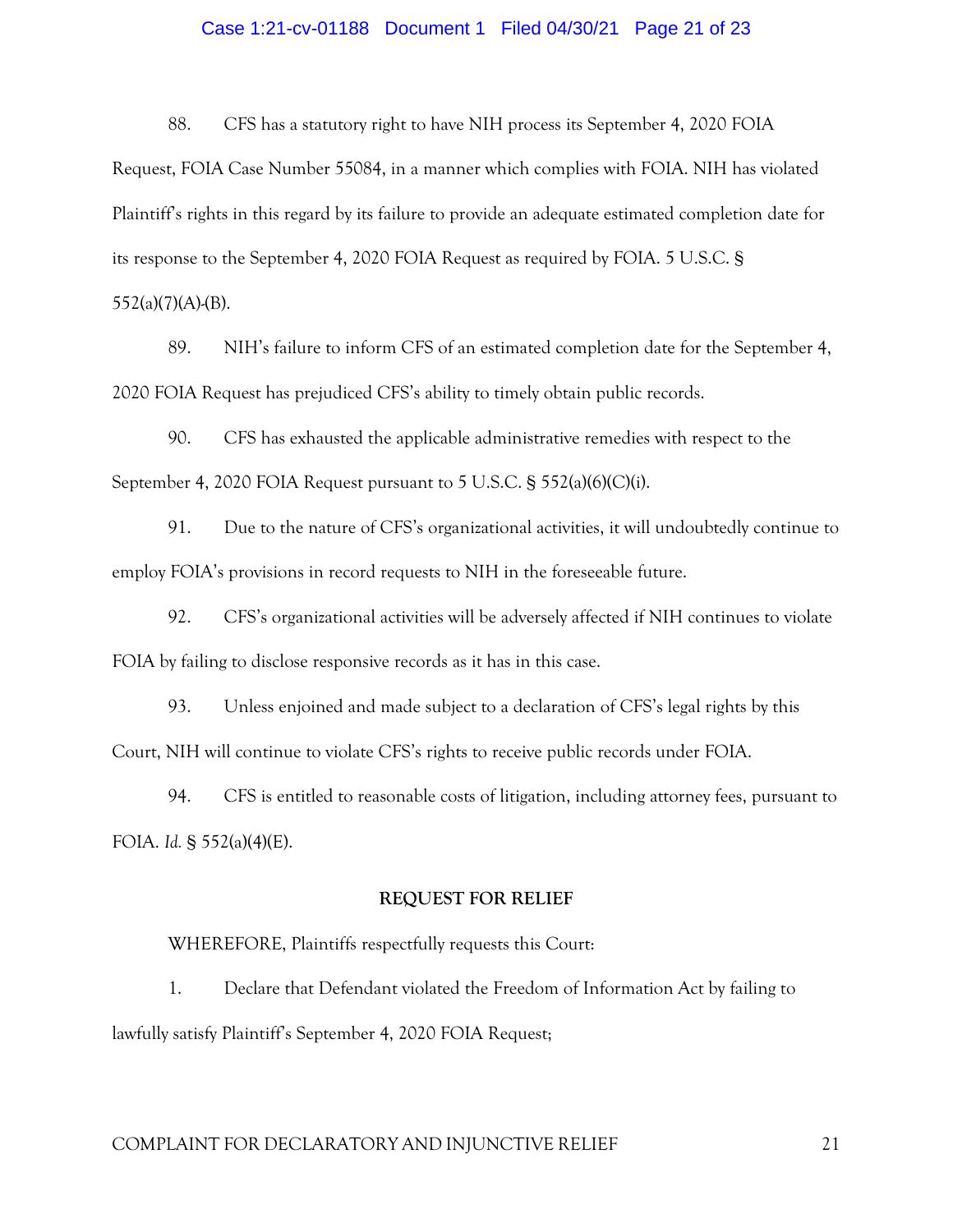88. CFS has a statutory right to have NIH process its September 4, 2020 FOIA Request, FOIA Case Number 55084, in a manner which complies with FOIA. NIH has violated Plaintiff's rights in this regard by its failure to provide an adequate estimated completion date for its response to the September 4, 2020 FOIA Request as required by FOIA. 5 U.S.C. § 552(a)(7)(A)-(B).

89. NIH's failure to inform CFS of an estimated completion date for the September 4, 2020 FOIA Request has prejudiced CFS's ability to timely obtain public records.

90. CFS has exhausted the applicable administrative remedies with respect to the September 4, 2020 FOIA Request pursuant to 5 U.S.C. § 552(a)(6)(C)(i).

91. Due to the nature of CFS's organizational activities, it will undoubtedly continue to employ FOIA's provisions in record requests to NIH in the foreseeable future.

92. CFS's organizational activities will be adversely affected if NIH continues to violate FOIA by failing to disclose responsive records as it has in this case.

93. Unless enjoined and made subject to a declaration of CFS's legal rights by this Court, NIH will continue to violate CFS's rights to receive public records under FOIA.

94. CFS is entitled to reasonable costs of litigation, including attorney fees, pursuant to FOIA. *Id.* § 552(a)(4)(E).

**REQUEST FOR RELIEF**

WHEREFORE, Plaintiffs respectfully requests this Court:

1. Declare that Defendant violated the Freedom of Information Act by failing to lawfully satisfy Plaintiff's September 4, 2020 FOIA Request;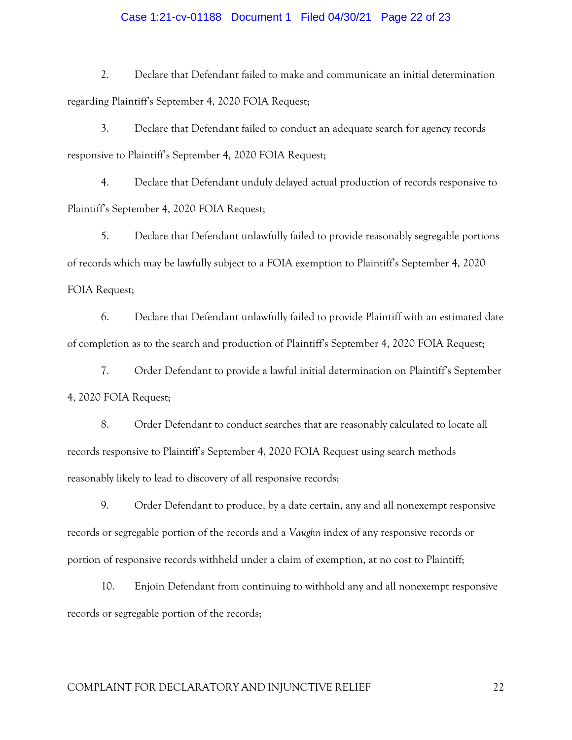2. Declare that Defendant failed to make and communicate an initial determination regarding Plaintiff's September 4, 2020 FOIA Request;

3. Declare that Defendant failed to conduct an adequate search for agency records responsive to Plaintiff's September 4, 2020 FOIA Request;

4. Declare that Defendant unduly delayed actual production of records responsive to Plaintiff's September 4, 2020 FOIA Request;

5. Declare that Defendant unlawfully failed to provide reasonably segregable portions of records which may be lawfully subject to a FOIA exemption to Plaintiff's September 4, 2020 FOIA Request;

6. Declare that Defendant unlawfully failed to provide Plaintiff with an estimated date of completion as to the search and production of Plaintiff's September 4, 2020 FOIA Request;

7. Order Defendant to provide a lawful initial determination on Plaintiff's September 4, 2020 FOIA Request;

8. Order Defendant to conduct searches that are reasonably calculated to locate all records responsive to Plaintiff's September 4, 2020 FOIA Request using search methods reasonably likely to lead to discovery of all responsive records;

9. Order Defendant to produce, by a date certain, any and all nonexempt responsive records or segregable portion of the records and a *Vaughn* index of any responsive records or portion of responsive records withheld under a claim of exemption, at no cost to Plaintiff;

10. Enjoin Defendant from continuing to withhold any and all nonexempt responsive records or segregable portion of the records;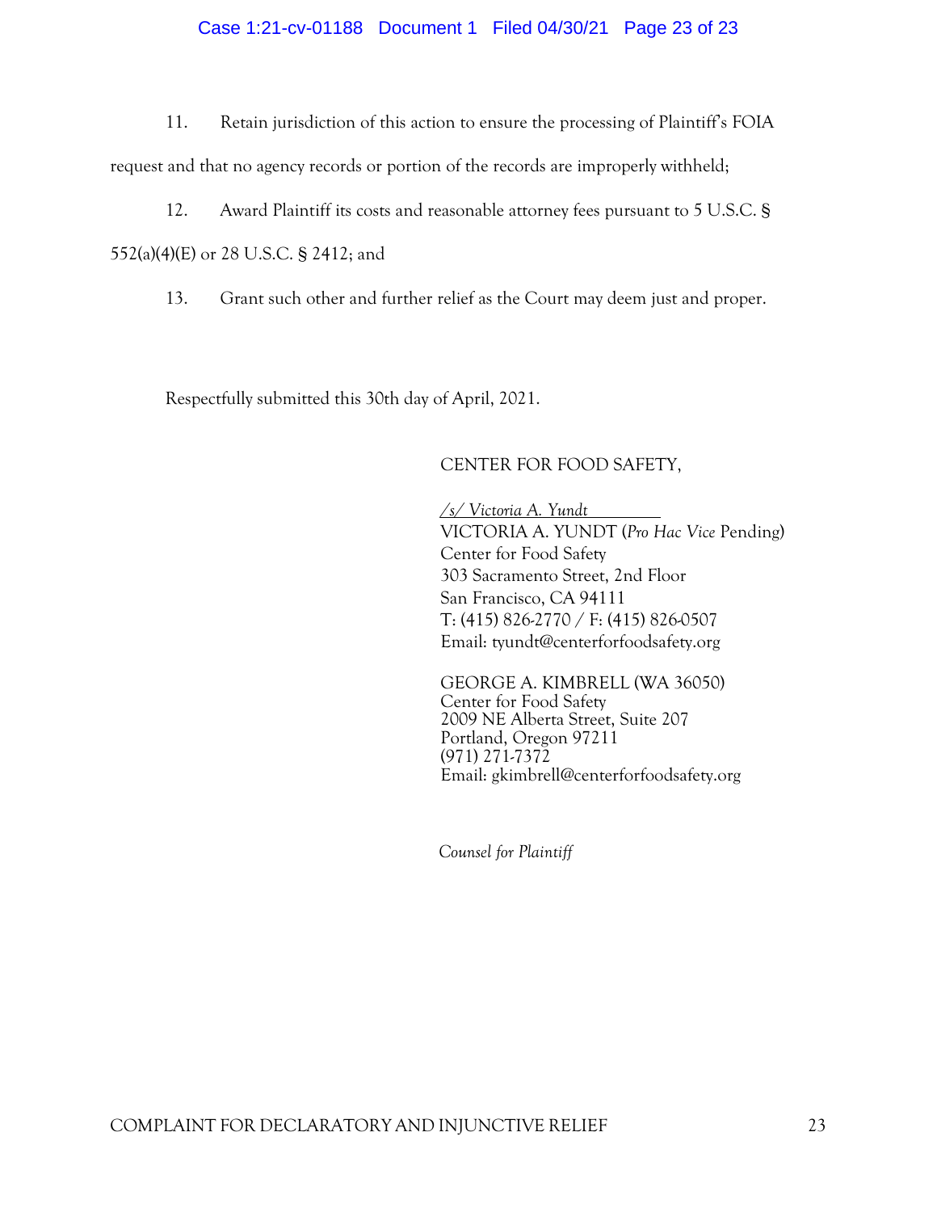11. Retain jurisdiction of this action to ensure the processing of Plaintiff's FOIA request and that no agency records or portion of the records are improperly withheld;

12. Award Plaintiff its costs and reasonable attorney fees pursuant to 5 U.S.C. § 552(a)(4)(E) or 28 U.S.C. § 2412; and

13. Grant such other and further relief as the Court may deem just and proper.

Respectfully submitted this 30th day of April, 2021.

CENTER FOR FOOD SAFETY,

*/s/ Victoria A. Yundt*
VICTORIA A. YUNDT (*Pro Hac Vice* Pending)
Center for Food Safety
303 Sacramento Street, 2nd Floor
San Francisco, CA 94111
T: (415) 826-2770 / F: (415) 826-0507
Email: tyundt@centerforfoodsafety.org

GEORGE A. KIMBRELL (WA 36050)
Center for Food Safety
2009 NE Alberta Street, Suite 207
Portland, Oregon 97211
(971) 271-7372
Email: gkimbrell@centerforfoodsafety.org

*Counsel for Plaintiff*